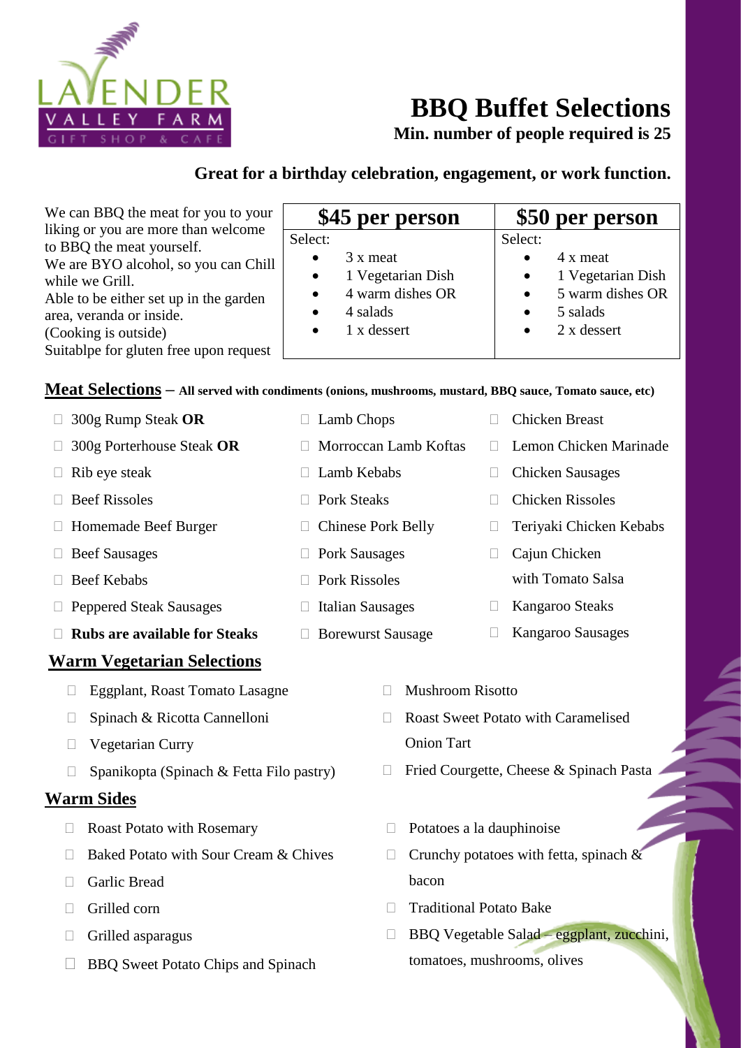LAVENDER VALLEY FARM
GIFT SHOP & CAFE

# BBQ Buffet Selections

**Min. number of people required is 25**

**Great for a birthday celebration, engagement, or work function.**

We can BBQ the meat for you to your liking or you are more than welcome to BBQ the meat yourself.
We are BYO alcohol, so you can Chill while we Grill.
Able to be either set up in the garden area, veranda or inside.
(Cooking is outside)
Suitablpe for gluten free upon request

| $45 per person | $50 per person |
|---|---|
| Select:<br>• 3 x meat<br>• 1 Vegetarian Dish<br>• 4 warm dishes OR<br>• 4 salads<br>• 1 x dessert | Select:<br>• 4 x meat<br>• 1 Vegetarian Dish<br>• 5 warm dishes OR<br>• 5 salads<br>• 2 x dessert |

## Meat Selections – **All served with condiments (onions, mushrooms, mustard, BBQ sauce, Tomato sauce, etc)**

- ☐ 300g Rump Steak **OR**
- ☐ 300g Porterhouse Steak **OR**
- ☐ Rib eye steak
- ☐ Beef Rissoles
- ☐ Homemade Beef Burger
- ☐ Beef Sausages
- ☐ Beef Kebabs
- ☐ Peppered Steak Sausages
- ☐ **Rubs are available for Steaks**
- ☐ Lamb Chops
- ☐ Morroccan Lamb Koftas
- ☐ Lamb Kebabs
- ☐ Pork Steaks
- ☐ Chinese Pork Belly
- ☐ Pork Sausages
- ☐ Pork Rissoles
- ☐ Italian Sausages
- ☐ Borewurst Sausage
- ☐ Chicken Breast
- ☐ Lemon Chicken Marinade
- ☐ Chicken Sausages
- ☐ Chicken Rissoles
- ☐ Teriyaki Chicken Kebabs
- ☐ Cajun Chicken with Tomato Salsa
- ☐ Kangaroo Steaks
- ☐ Kangaroo Sausages

## Warm Vegetarian Selections

- ☐ Eggplant, Roast Tomato Lasagne
- ☐ Spinach & Ricotta Cannelloni
- ☐ Vegetarian Curry
- ☐ Spanikopta (Spinach & Fetta Filo pastry)
- ☐ Mushroom Risotto
- ☐ Roast Sweet Potato with Caramelised Onion Tart
- ☐ Fried Courgette, Cheese & Spinach Pasta

## Warm Sides

- ☐ Roast Potato with Rosemary
- ☐ Baked Potato with Sour Cream & Chives
- ☐ Garlic Bread
- ☐ Grilled corn
- ☐ Grilled asparagus
- ☐ BBQ Sweet Potato Chips and Spinach
- ☐ Potatoes a la dauphinoise
- ☐ Crunchy potatoes with fetta, spinach & bacon
- ☐ Traditional Potato Bake
- ☐ BBQ Vegetable Salad – eggplant, zucchini, tomatoes, mushrooms, olives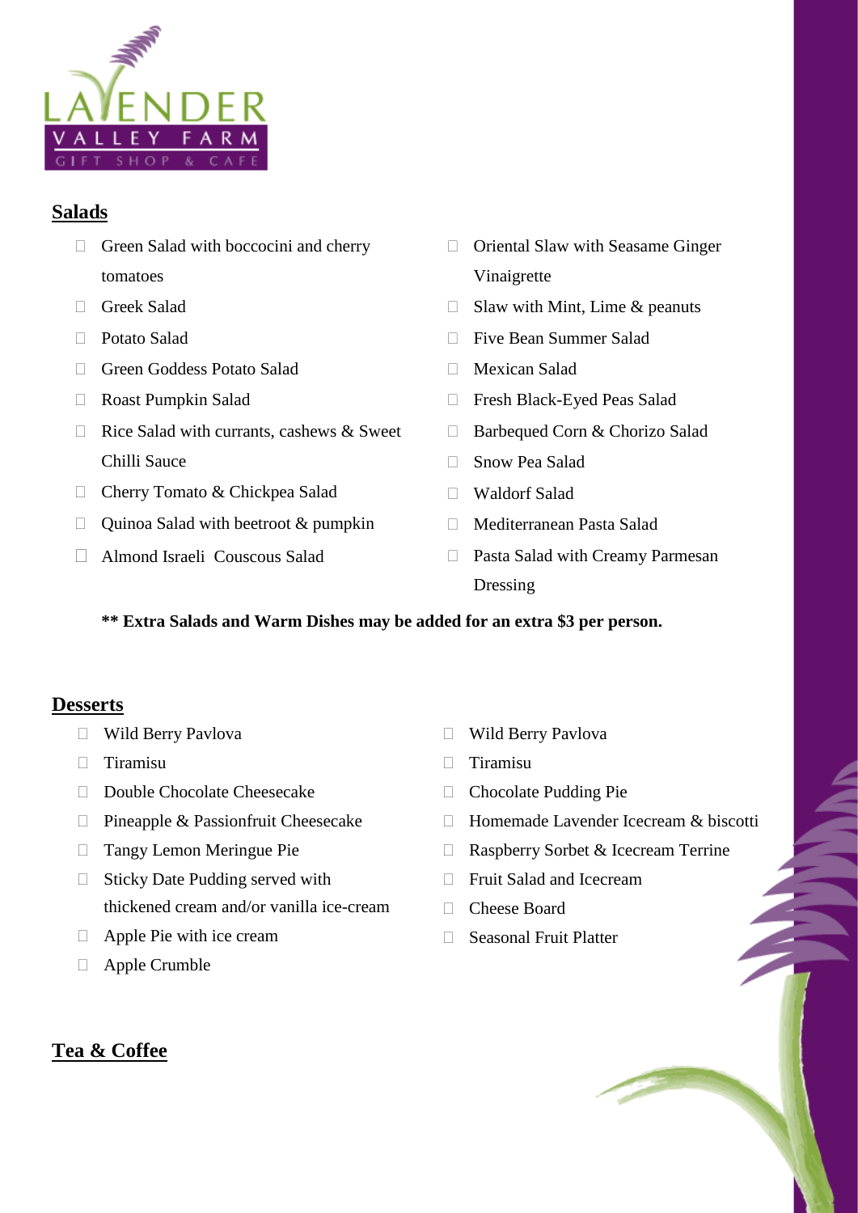## Salads

- Green Salad with boccocini and cherry tomatoes
- Greek Salad
- Potato Salad
- Green Goddess Potato Salad
- Roast Pumpkin Salad
- Rice Salad with currants, cashews & Sweet Chilli Sauce
- Cherry Tomato & Chickpea Salad
- Quinoa Salad with beetroot & pumpkin
- Almond Israeli Couscous Salad
- Oriental Slaw with Seasame Ginger Vinaigrette
- Slaw with Mint, Lime & peanuts
- Five Bean Summer Salad
- Mexican Salad
- Fresh Black-Eyed Peas Salad
- Barbequed Corn & Chorizo Salad
- Snow Pea Salad
- Waldorf Salad
- Mediterranean Pasta Salad
- Pasta Salad with Creamy Parmesan Dressing

**** Extra Salads and Warm Dishes may be added for an extra $3 per person.**

## Desserts

- Wild Berry Pavlova
- Tiramisu
- Double Chocolate Cheesecake
- Pineapple & Passionfruit Cheesecake
- Tangy Lemon Meringue Pie
- Sticky Date Pudding served with thickened cream and/or vanilla ice-cream
- Apple Pie with ice cream
- Apple Crumble
- Wild Berry Pavlova
- Tiramisu
- Chocolate Pudding Pie
- Homemade Lavender Icecream & biscotti
- Raspberry Sorbet & Icecream Terrine
- Fruit Salad and Icecream
- Cheese Board
- Seasonal Fruit Platter

## Tea & Coffee